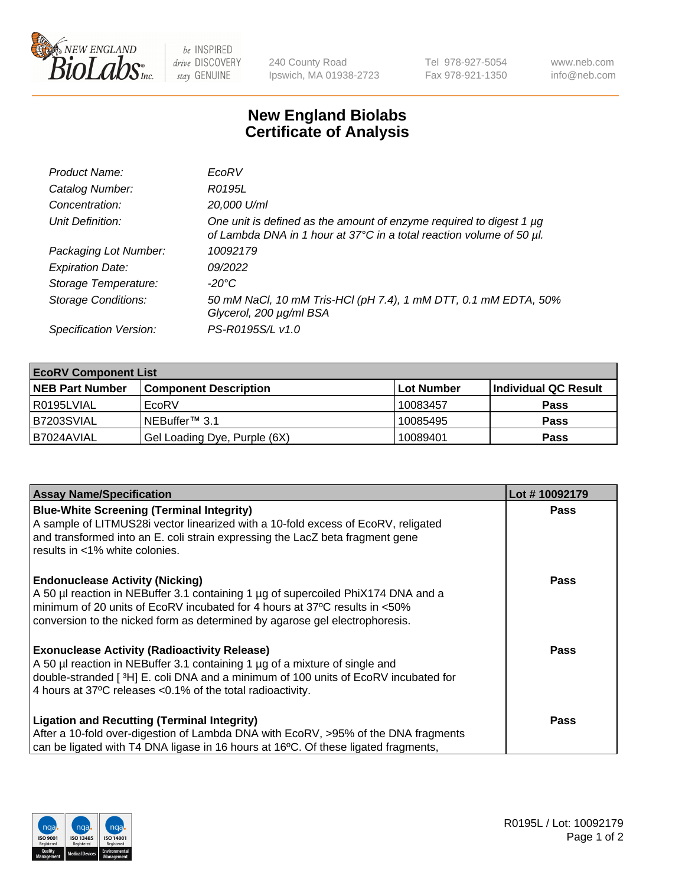# New England Biolabs Certificate of Analysis

| | |
|---|---|
| *Product Name:* | *EcoRV* |
| *Catalog Number:* | *R0195L* |
| *Concentration:* | *20,000 U/ml* |
| *Unit Definition:* | *One unit is defined as the amount of enzyme required to digest 1 µg of Lambda DNA in 1 hour at 37°C in a total reaction volume of 50 µl.* |
| *Packaging Lot Number:* | *10092179* |
| *Expiration Date:* | *09/2022* |
| *Storage Temperature:* | *-20°C* |
| *Storage Conditions:* | *50 mM NaCl, 10 mM Tris-HCl (pH 7.4), 1 mM DTT, 0.1 mM EDTA, 50% Glycerol, 200 µg/ml BSA* |
| *Specification Version:* | *PS-R0195S/L v1.0* |

| **EcoRV Component List** | | | |
|---|---|---|---|
| **NEB Part Number** | **Component Description** | **Lot Number** | **Individual QC Result** |
| R0195LVIAL | EcoRV | 10083457 | **Pass** |
| B7203SVIAL | NEBuffer™ 3.1 | 10085495 | **Pass** |
| B7024AVIAL | Gel Loading Dye, Purple (6X) | 10089401 | **Pass** |

| **Assay Name/Specification** | **Lot # 10092179** |
|---|---|
| **Blue-White Screening (Terminal Integrity)**<br>A sample of LITMUS28i vector linearized with a 10-fold excess of EcoRV, religated and transformed into an E. coli strain expressing the LacZ beta fragment gene results in <1% white colonies. | **Pass** |
| **Endonuclease Activity (Nicking)**<br>A 50 µl reaction in NEBuffer 3.1 containing 1 µg of supercoiled PhiX174 DNA and a minimum of 20 units of EcoRV incubated for 4 hours at 37ºC results in <50% conversion to the nicked form as determined by agarose gel electrophoresis. | **Pass** |
| **Exonuclease Activity (Radioactivity Release)**<br>A 50 µl reaction in NEBuffer 3.1 containing 1 µg of a mixture of single and double-stranded [ $^{3}$H] E. coli DNA and a minimum of 100 units of EcoRV incubated for 4 hours at 37ºC releases <0.1% of the total radioactivity. | **Pass** |
| **Ligation and Recutting (Terminal Integrity)**<br>After a 10-fold over-digestion of Lambda DNA with EcoRV, >95% of the DNA fragments can be ligated with T4 DNA ligase in 16 hours at 16ºC. Of these ligated fragments, | **Pass** |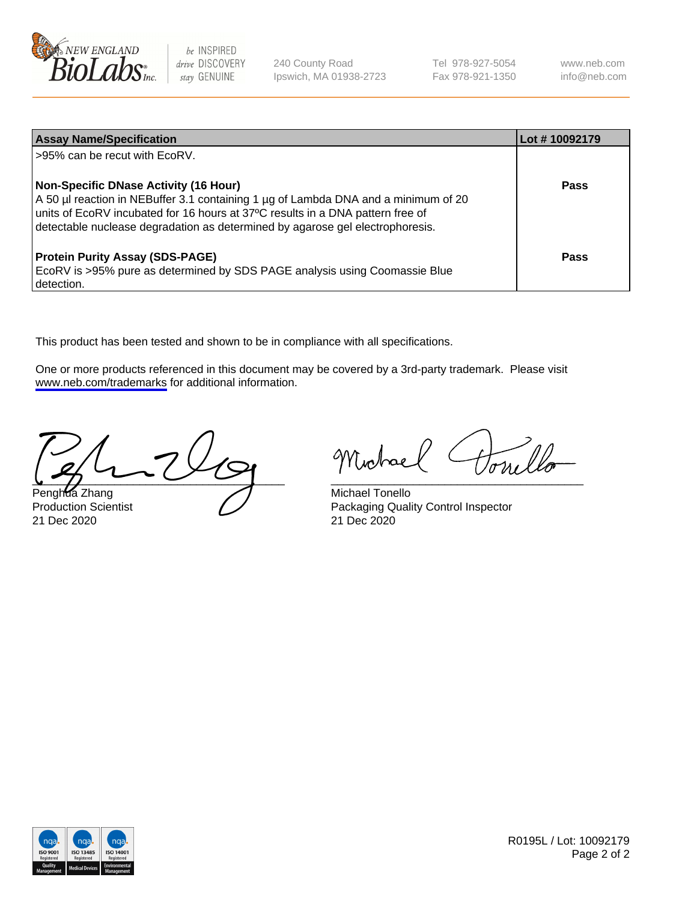| Assay Name/Specification | Lot # 10092179 |
|---|---|
| >95% can be recut with EcoRV. | |
| **Non-Specific DNase Activity (16 Hour)**<br>A 50 µl reaction in NEBuffer 3.1 containing 1 µg of Lambda DNA and a minimum of 20 units of EcoRV incubated for 16 hours at 37ºC results in a DNA pattern free of detectable nuclease degradation as determined by agarose gel electrophoresis. | **Pass** |
| **Protein Purity Assay (SDS-PAGE)**<br>EcoRV is >95% pure as determined by SDS PAGE analysis using Coomassie Blue detection. | **Pass** |

This product has been tested and shown to be in compliance with all specifications.

One or more products referenced in this document may be covered by a 3rd-party trademark. Please visit www.neb.com/trademarks for additional information.

Penghua Zhang
Production Scientist
21 Dec 2020

Michael Tonello
Packaging Quality Control Inspector
21 Dec 2020

R0195L / Lot: 10092179